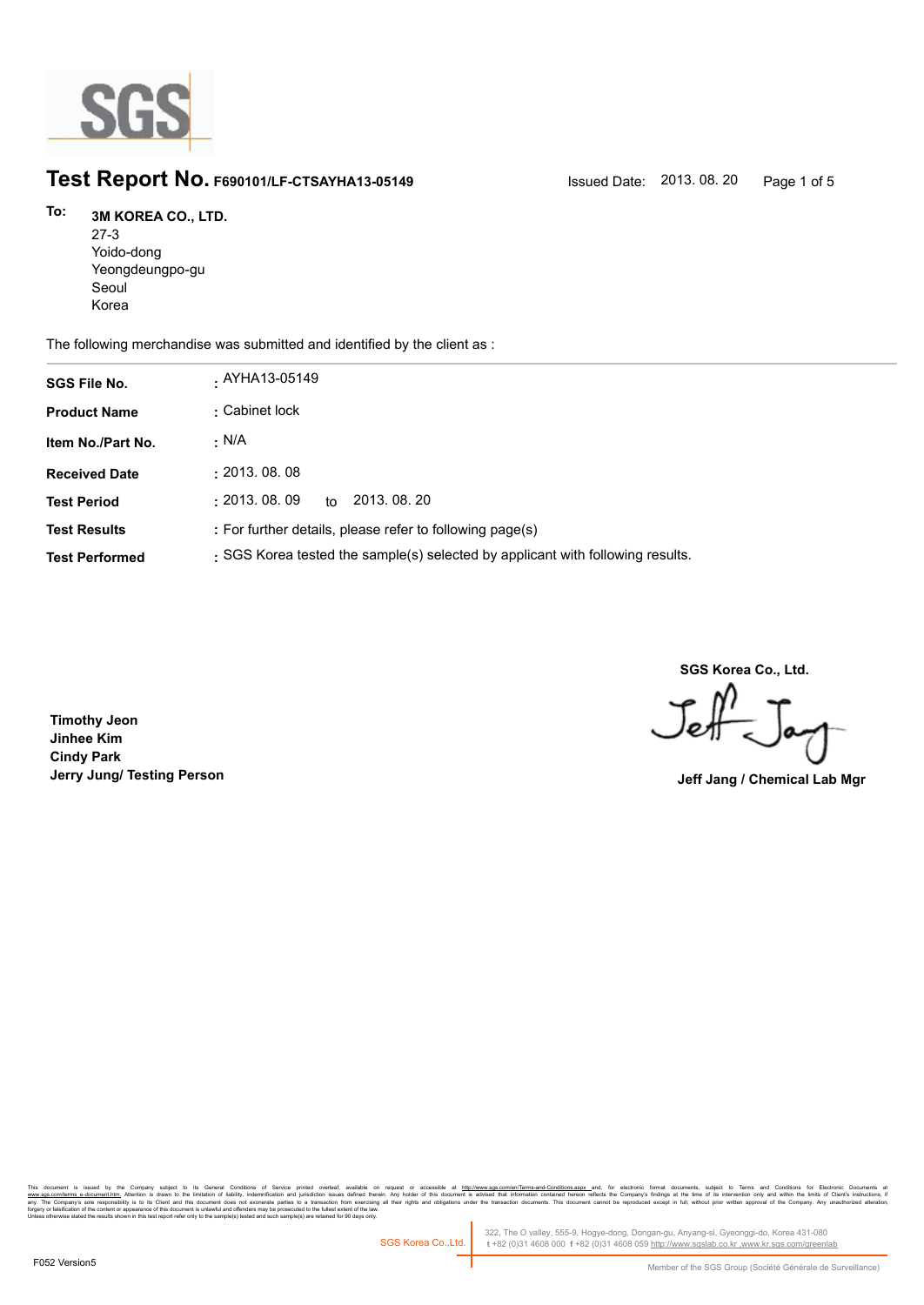# Test Report No. F690101/LF-CTSAYHA13-05149

Issued Date: 2013. 08. 20

**To:** **3M KOREA CO., LTD.**
27-3
Yoido-dong
Yeongdeungpo-gu
Seoul
Korea

The following merchandise was submitted and identified by the client as :

| | |
|---|---|
| **SGS File No.** | : AYHA13-05149 |
| **Product Name** | : Cabinet lock |
| **Item No./Part No.** | : N/A |
| **Received Date** | : 2013. 08. 08 |
| **Test Period** | : 2013. 08. 09 to 2013. 08. 20 |
| **Test Results** | : For further details, please refer to following page(s) |
| **Test Performed** | : SGS Korea tested the sample(s) selected by applicant with following results. |

**SGS Korea Co., Ltd.**

**Jeff Jang / Chemical Lab Mgr**

**Timothy Jeon**
**Jinhee Kim**
**Cindy Park**
**Jerry Jung/ Testing Person**

This document is issued by the Company subject to its General Conditions of Service printed overleaf, available on request or accessible at http://www.sgs.com/en/Terms-and-Conditions.aspx and, for electronic format documents, subject to Terms and Conditions for Electronic Documents at www.sgs.com/terms_e-document.htm. Attention is drawn to the limitation of liability, indemnification and jurisdiction issues defined therein. Any holder of this document is advised that information contained hereon reflects the Company's findings at the time of its intervention only and within the limits of Client's instructions, if any. The Company's sole responsibility is to its Client and this document does not exonerate parties to a transaction from exercising all their rights and obligations under the transaction documents. This document cannot be reproduced except in full, without prior written approval of the Company. Any unauthorized alteration, forgery or falsification of the content or appearance of this document is unlawful and offenders may be prosecuted to the fullest extent of the law.
Unless otherwise stated the results shown in this test report refer only to the sample(s) tested and such sample(s) are retained for 90 days only.

SGS Korea Co.,Ltd. | 322, The O valley, 555-9, Hogye-dong, Dongan-gu, Anyang-si, Gyeonggi-do, Korea 431-080
t +82 (0)31 4608 000 f +82 (0)31 4608 059 http://www.sgslab.co.kr ,www.kr.sgs.com/greenlab

F052 Version5

Member of the SGS Group (Société Générale de Surveillance)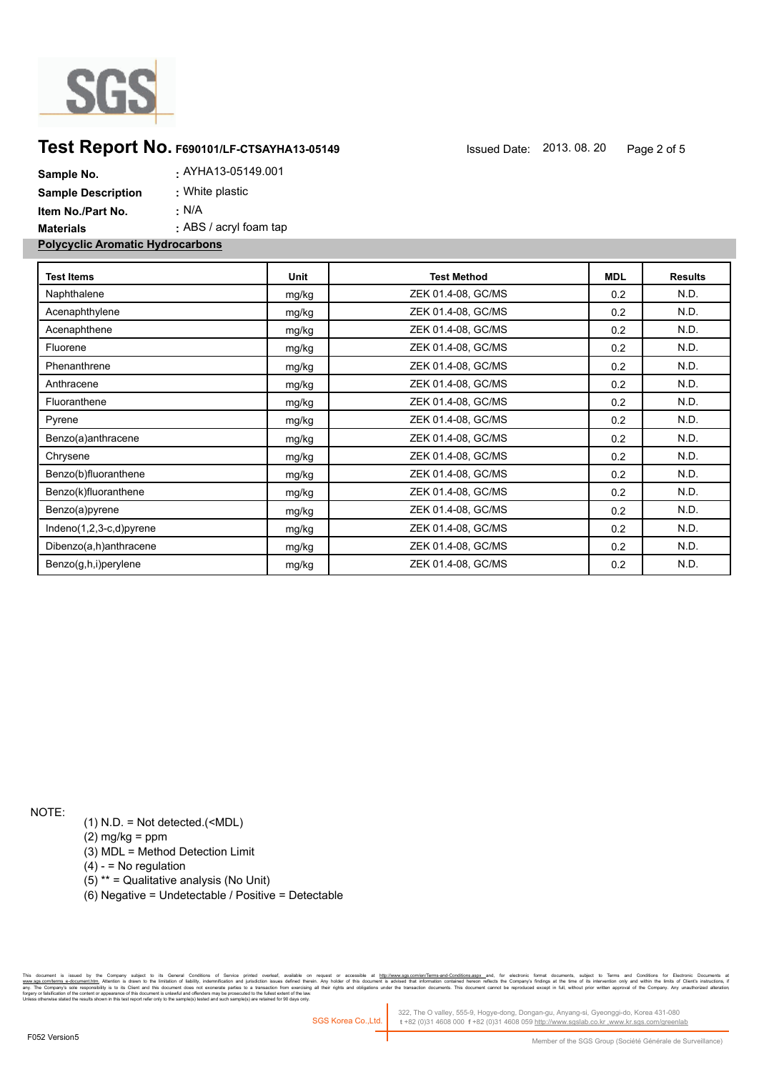## Test Report No. F690101/LF-CTSAYHA13-05149

Issued Date: 2013. 08. 20

**Sample No.** : AYHA13-05149.001

**Sample Description** : White plastic

**Item No./Part No.** : N/A

**Materials** : ABS / acryl foam tap

**Polycyclic Aromatic Hydrocarbons**

| Test Items | Unit | Test Method | MDL | Results |
|---|---|---|---|---|
| Naphthalene | mg/kg | ZEK 01.4-08, GC/MS | 0.2 | N.D. |
| Acenaphthylene | mg/kg | ZEK 01.4-08, GC/MS | 0.2 | N.D. |
| Acenaphthene | mg/kg | ZEK 01.4-08, GC/MS | 0.2 | N.D. |
| Fluorene | mg/kg | ZEK 01.4-08, GC/MS | 0.2 | N.D. |
| Phenanthrene | mg/kg | ZEK 01.4-08, GC/MS | 0.2 | N.D. |
| Anthracene | mg/kg | ZEK 01.4-08, GC/MS | 0.2 | N.D. |
| Fluoranthene | mg/kg | ZEK 01.4-08, GC/MS | 0.2 | N.D. |
| Pyrene | mg/kg | ZEK 01.4-08, GC/MS | 0.2 | N.D. |
| Benzo(a)anthracene | mg/kg | ZEK 01.4-08, GC/MS | 0.2 | N.D. |
| Chrysene | mg/kg | ZEK 01.4-08, GC/MS | 0.2 | N.D. |
| Benzo(b)fluoranthene | mg/kg | ZEK 01.4-08, GC/MS | 0.2 | N.D. |
| Benzo(k)fluoranthene | mg/kg | ZEK 01.4-08, GC/MS | 0.2 | N.D. |
| Benzo(a)pyrene | mg/kg | ZEK 01.4-08, GC/MS | 0.2 | N.D. |
| Indeno(1,2,3-c,d)pyrene | mg/kg | ZEK 01.4-08, GC/MS | 0.2 | N.D. |
| Dibenzo(a,h)anthracene | mg/kg | ZEK 01.4-08, GC/MS | 0.2 | N.D. |
| Benzo(g,h,i)perylene | mg/kg | ZEK 01.4-08, GC/MS | 0.2 | N.D. |

NOTE:

(1) N.D. = Not detected.(<MDL)
(2) mg/kg = ppm
(3) MDL = Method Detection Limit
(4) - = No regulation
(5) ** = Qualitative analysis (No Unit)
(6) Negative = Undetectable / Positive = Detectable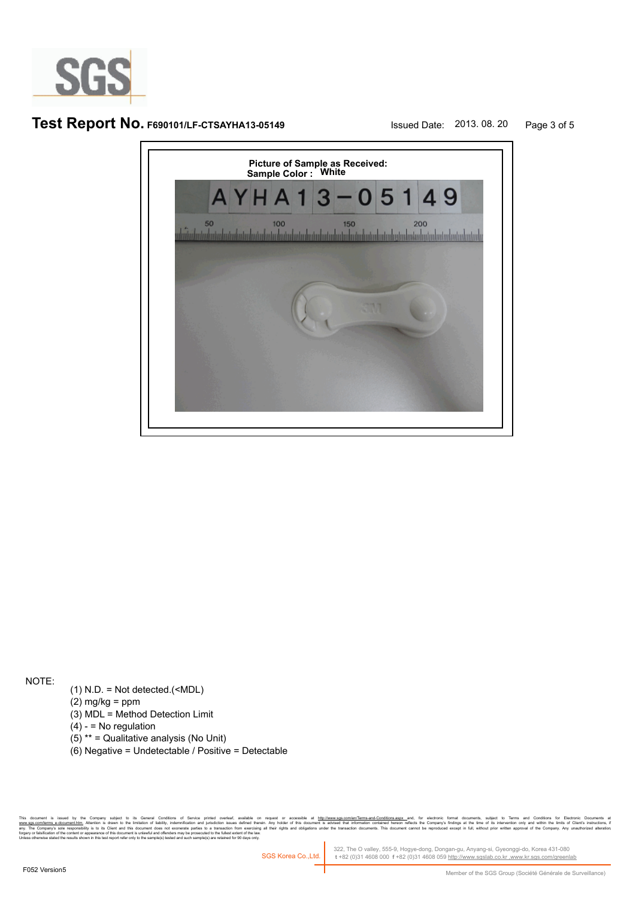# Test Report No. F690101/LF-CTSAYHA13-05149

Issued Date: 2013. 08. 20

**Picture of Sample as Received:**
**Sample Color : White**

NOTE:

(1) N.D. = Not detected.(<MDL)
(2) mg/kg = ppm
(3) MDL = Method Detection Limit
(4) - = No regulation
(5) ** = Qualitative analysis (No Unit)
(6) Negative = Undetectable / Positive = Detectable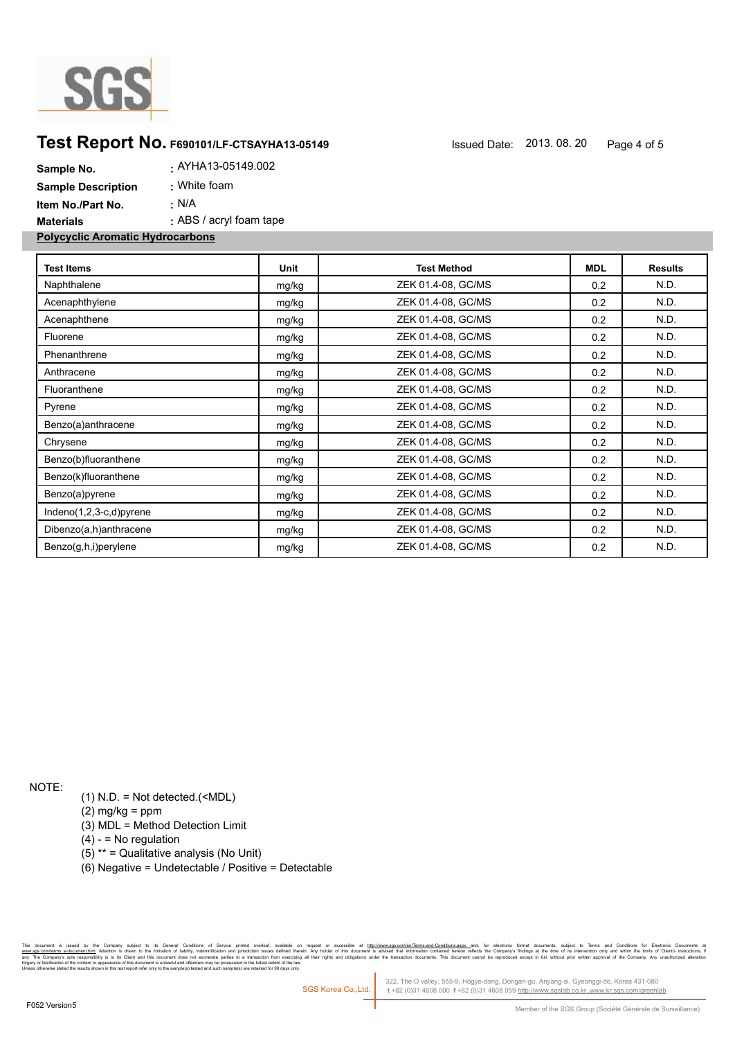# Test Report No. F690101/LF-CTSAYHA13-05149

Issued Date: 2013. 08. 20

**Sample No.** : AYHA13-05149.002

**Sample Description** : White foam

**Item No./Part No.** : N/A

**Materials** : ABS / acryl foam tape

## Polycyclic Aromatic Hydrocarbons

| Test Items | Unit | Test Method | MDL | Results |
|---|---|---|---|---|
| Naphthalene | mg/kg | ZEK 01.4-08, GC/MS | 0.2 | N.D. |
| Acenaphthylene | mg/kg | ZEK 01.4-08, GC/MS | 0.2 | N.D. |
| Acenaphthene | mg/kg | ZEK 01.4-08, GC/MS | 0.2 | N.D. |
| Fluorene | mg/kg | ZEK 01.4-08, GC/MS | 0.2 | N.D. |
| Phenanthrene | mg/kg | ZEK 01.4-08, GC/MS | 0.2 | N.D. |
| Anthracene | mg/kg | ZEK 01.4-08, GC/MS | 0.2 | N.D. |
| Fluoranthene | mg/kg | ZEK 01.4-08, GC/MS | 0.2 | N.D. |
| Pyrene | mg/kg | ZEK 01.4-08, GC/MS | 0.2 | N.D. |
| Benzo(a)anthracene | mg/kg | ZEK 01.4-08, GC/MS | 0.2 | N.D. |
| Chrysene | mg/kg | ZEK 01.4-08, GC/MS | 0.2 | N.D. |
| Benzo(b)fluoranthene | mg/kg | ZEK 01.4-08, GC/MS | 0.2 | N.D. |
| Benzo(k)fluoranthene | mg/kg | ZEK 01.4-08, GC/MS | 0.2 | N.D. |
| Benzo(a)pyrene | mg/kg | ZEK 01.4-08, GC/MS | 0.2 | N.D. |
| Indeno(1,2,3-c,d)pyrene | mg/kg | ZEK 01.4-08, GC/MS | 0.2 | N.D. |
| Dibenzo(a,h)anthracene | mg/kg | ZEK 01.4-08, GC/MS | 0.2 | N.D. |
| Benzo(g,h,i)perylene | mg/kg | ZEK 01.4-08, GC/MS | 0.2 | N.D. |

NOTE:

(1) N.D. = Not detected.(<MDL)
(2) mg/kg = ppm
(3) MDL = Method Detection Limit
(4) - = No regulation
(5) ** = Qualitative analysis (No Unit)
(6) Negative = Undetectable / Positive = Detectable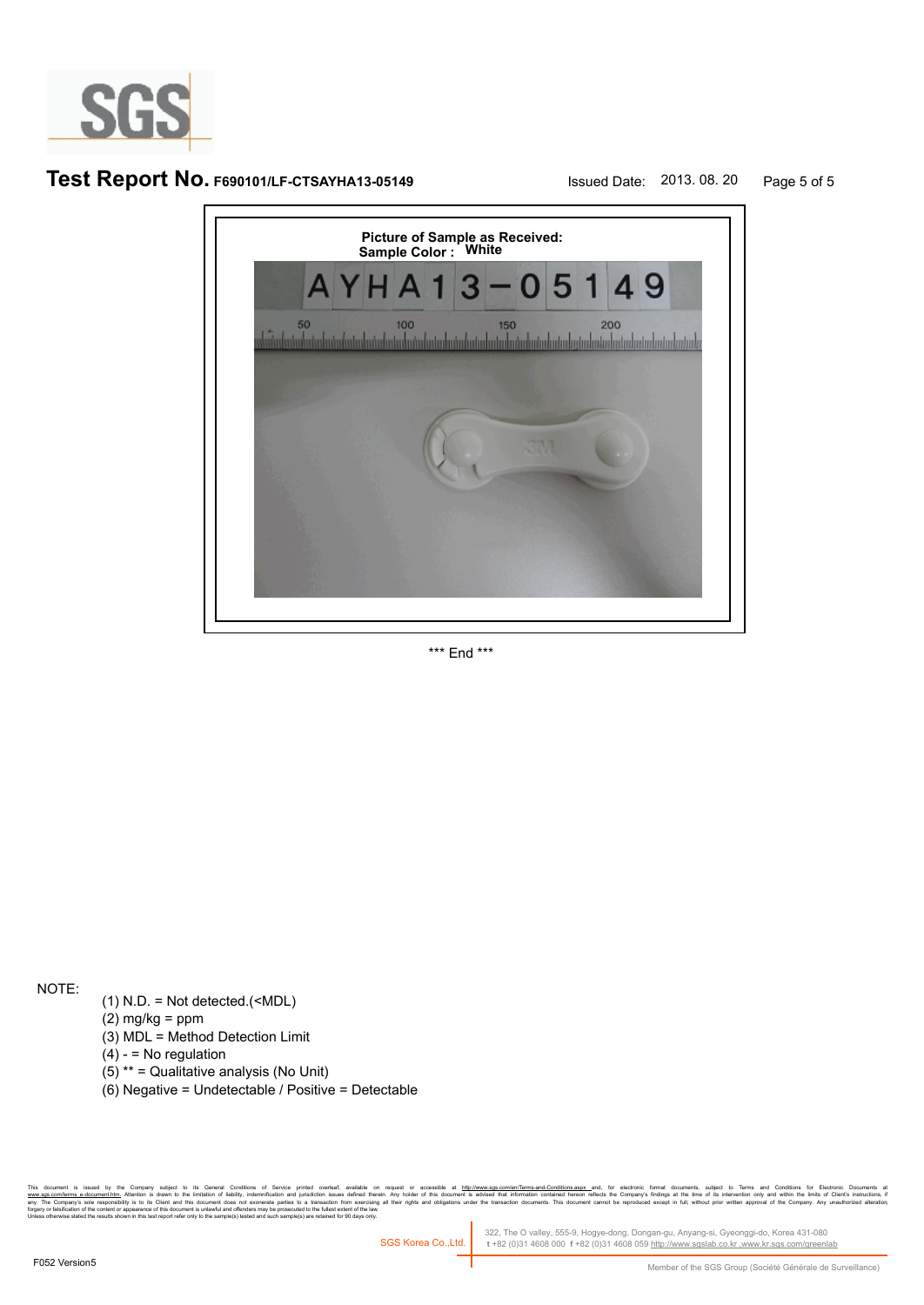## Test Report No. F690101/LF-CTSAYHA13-05149

Issued Date: 2013. 08. 20

**Picture of Sample as Received:**
**Sample Color : White**

*** End ***

NOTE:

(1) N.D. = Not detected.(<MDL)
(2) mg/kg = ppm
(3) MDL = Method Detection Limit
(4) - = No regulation
(5) ** = Qualitative analysis (No Unit)
(6) Negative = Undetectable / Positive = Detectable